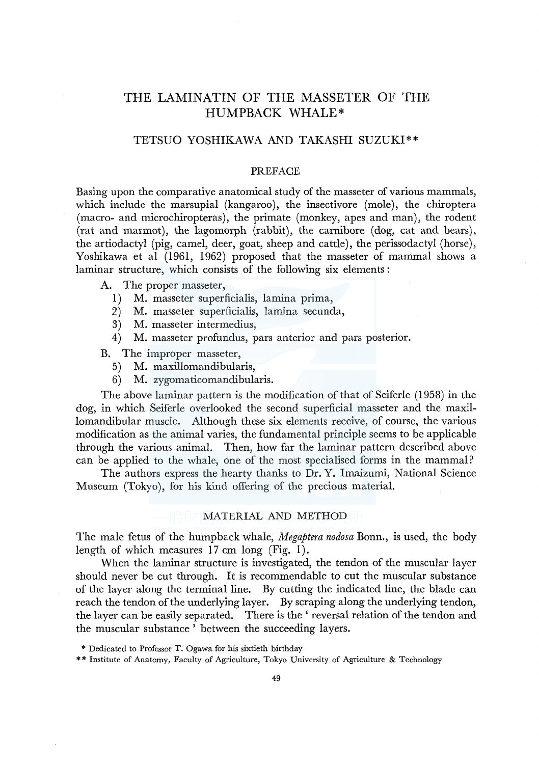# THE LAMINATIN OF THE MASSETER OF THE HUMPBACK WHALE*

## TETSUO YOSHIKAWA AND TAKASHI SUZUKI**

## PREFACE

Basing upon the comparative anatomical study of the masseter of various mammals, which include the marsupial (kangaroo), the insectivore (mole), the chiroptera (macro- and microchiropteras), the primate (monkey, apes and man), the rodent (rat and marmot), the lagomorph (rabbit), the carnibore (dog, cat and bears), the artiodactyl (pig, camel, deer, goat, sheep and cattle), the perissodactyl (horse), Yoshikawa et al (1961, 1962) proposed that the masseter of mammal shows a laminar structure, which consists of the following six elements:

A. The proper masseter,
  1) M. masseter superficialis, lamina prima,
  2) M. masseter superficialis, lamina secunda,
  3) M. masseter intermedius,
  4) M. masseter profundus, pars anterior and pars posterior.

B. The improper masseter,
  5) M. maxillomandibularis,
  6) M. zygomaticomandibularis.

The above laminar pattern is the modification of that of Seiferle (1958) in the dog, in which Seiferle overlooked the second superficial masseter and the maxillomandibular muscle. Although these six elements receive, of course, the various modification as the animal varies, the fundamental principle seems to be applicable through the various animal. Then, how far the laminar pattern described above can be applied to the whale, one of the most specialised forms in the mammal?

The authors express the hearty thanks to Dr. Y. Imaizumi, National Science Museum (Tokyo), for his kind offering of the precious material.

## MATERIAL AND METHOD

The male fetus of the humpback whale, *Megaptera nodosa* Bonn., is used, the body length of which measures 17 cm long (Fig. 1).

When the laminar structure is investigated, the tendon of the muscular layer should never be cut through. It is recommendable to cut the muscular substance of the layer along the terminal line. By cutting the indicated line, the blade can reach the tendon of the underlying layer. By scraping along the underlying tendon, the layer can be easily separated. There is the 'reversal relation of the tendon and the muscular substance' between the succeeding layers.

\* Dedicated to Professor T. Ogawa for his sixtieth birthday

\*\* Institute of Anatomy, Faculty of Agriculture, Tokyo University of Agriculture & Technology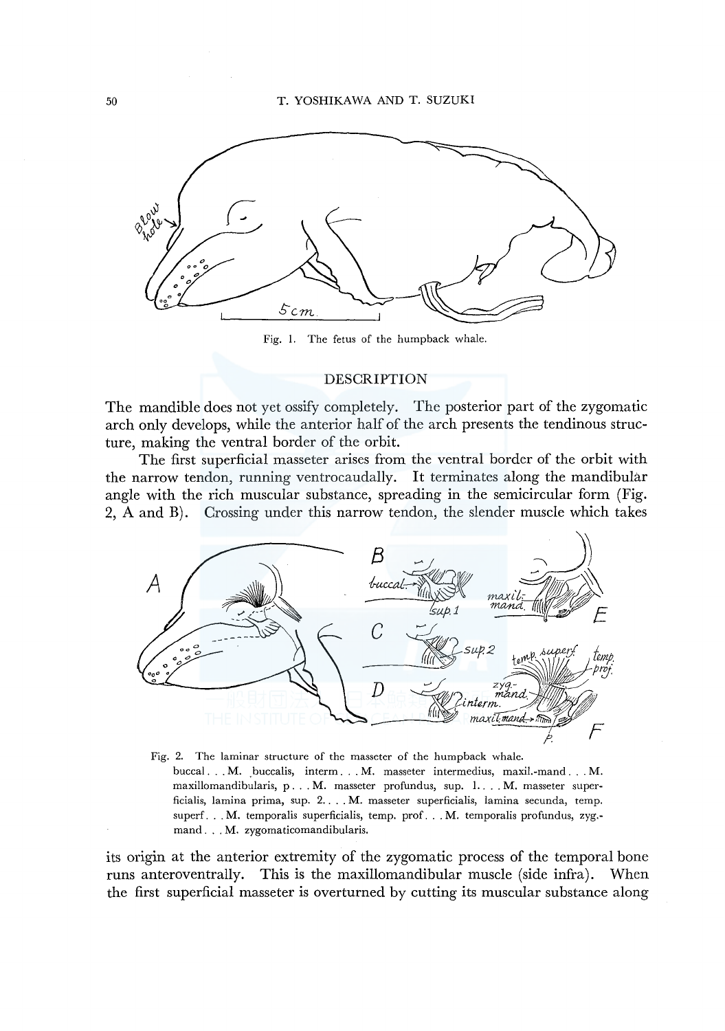Fig. 1. The fetus of the humpback whale.

## DESCRIPTION

The mandible does not yet ossify completely. The posterior part of the zygomatic arch only develops, while the anterior half of the arch presents the tendinous structure, making the ventral border of the orbit.

The first superficial masseter arises from the ventral border of the orbit with the narrow tendon, running ventrocaudally. It terminates along the mandibular angle with the rich muscular substance, spreading in the semicircular form (Fig. 2, A and B). Crossing under this narrow tendon, the slender muscle which takes

Fig. 2. The laminar structure of the masseter of the humpback whale.
buccal . . . M. buccalis, interm . . . M. masseter intermedius, maxil.-mand . . . M. maxillomandibularis, p . . . M. masseter profundus, sup. 1. . . . M. masseter superficialis, lamina prima, sup. 2. . . . M. masseter superficialis, lamina secunda, temp. superf . . . M. temporalis superficialis, temp. prof . . . M. temporalis profundus, zyg.-mand . . . M. zygomaticomandibularis.

its origin at the anterior extremity of the zygomatic process of the temporal bone runs anteroventrally. This is the maxillomandibular muscle (side infra). When the first superficial masseter is overturned by cutting its muscular substance along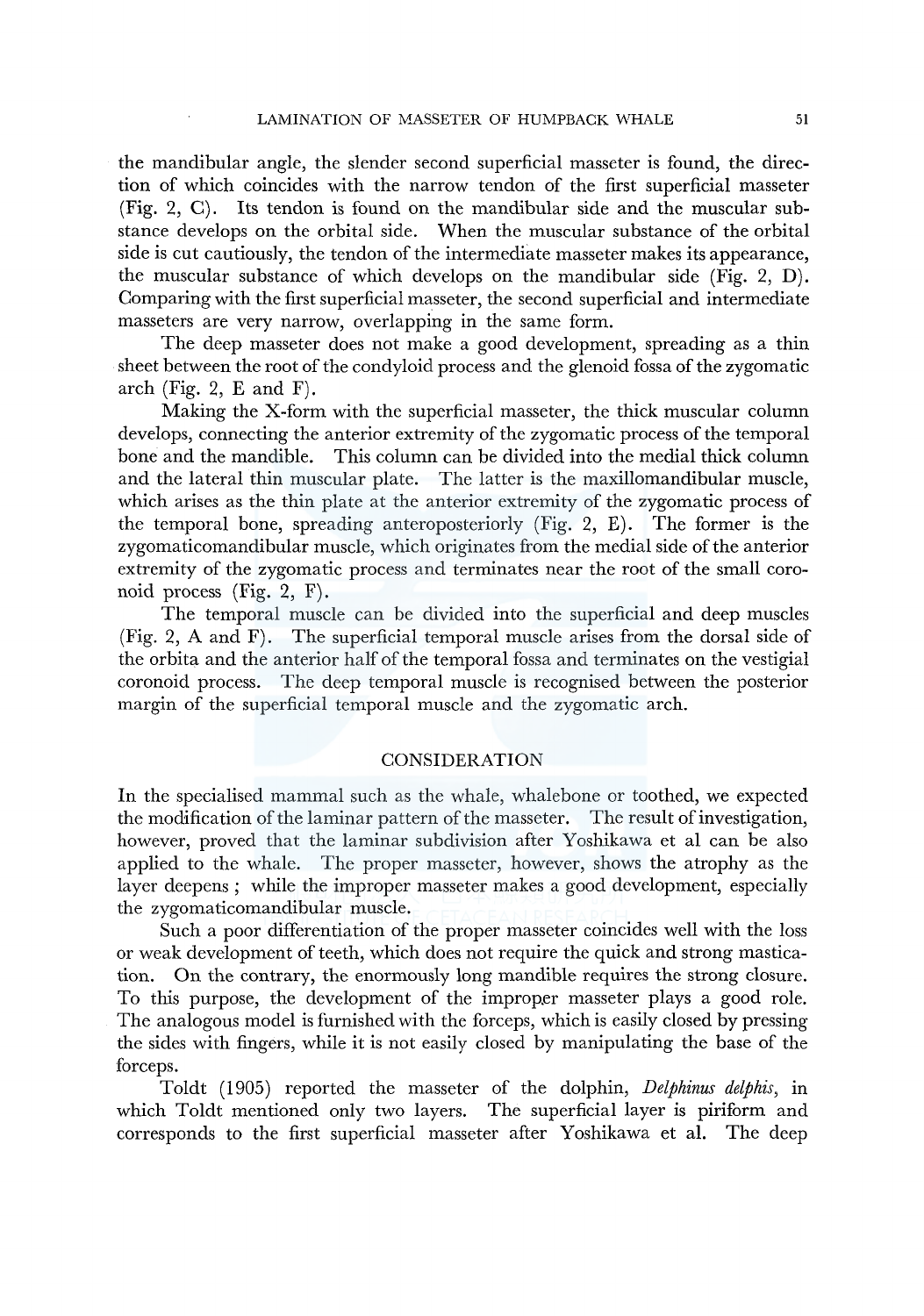the mandibular angle, the slender second superficial masseter is found, the direction of which coincides with the narrow tendon of the first superficial masseter (Fig. 2, C). Its tendon is found on the mandibular side and the muscular substance develops on the orbital side. When the muscular substance of the orbital side is cut cautiously, the tendon of the intermediate masseter makes its appearance, the muscular substance of which develops on the mandibular side (Fig. 2, D). Comparing with the first superficial masseter, the second superficial and intermediate masseters are very narrow, overlapping in the same form.

The deep masseter does not make a good development, spreading as a thin sheet between the root of the condyloid process and the glenoid fossa of the zygomatic arch (Fig. 2, E and F).

Making the X-form with the superficial masseter, the thick muscular column develops, connecting the anterior extremity of the zygomatic process of the temporal bone and the mandible. This column can be divided into the medial thick column and the lateral thin muscular plate. The latter is the maxillomandibular muscle, which arises as the thin plate at the anterior extremity of the zygomatic process of the temporal bone, spreading anteroposteriorly (Fig. 2, E). The former is the zygomaticomandibular muscle, which originates from the medial side of the anterior extremity of the zygomatic process and terminates near the root of the small coronoid process (Fig. 2, F).

The temporal muscle can be divided into the superficial and deep muscles (Fig. 2, A and F). The superficial temporal muscle arises from the dorsal side of the orbita and the anterior half of the temporal fossa and terminates on the vestigial coronoid process. The deep temporal muscle is recognised between the posterior margin of the superficial temporal muscle and the zygomatic arch.

## CONSIDERATION

In the specialised mammal such as the whale, whalebone or toothed, we expected the modification of the laminar pattern of the masseter. The result of investigation, however, proved that the laminar subdivision after Yoshikawa et al can be also applied to the whale. The proper masseter, however, shows the atrophy as the layer deepens ; while the improper masseter makes a good development, especially the zygomaticomandibular muscle.

Such a poor differentiation of the proper masseter coincides well with the loss or weak development of teeth, which does not require the quick and strong mastication. On the contrary, the enormously long mandible requires the strong closure. To this purpose, the development of the improper masseter plays a good role. The analogous model is furnished with the forceps, which is easily closed by pressing the sides with fingers, while it is not easily closed by manipulating the base of the forceps.

Toldt (1905) reported the masseter of the dolphin, *Delphinus delphis*, in which Toldt mentioned only two layers. The superficial layer is piriform and corresponds to the first superficial masseter after Yoshikawa et al. The deep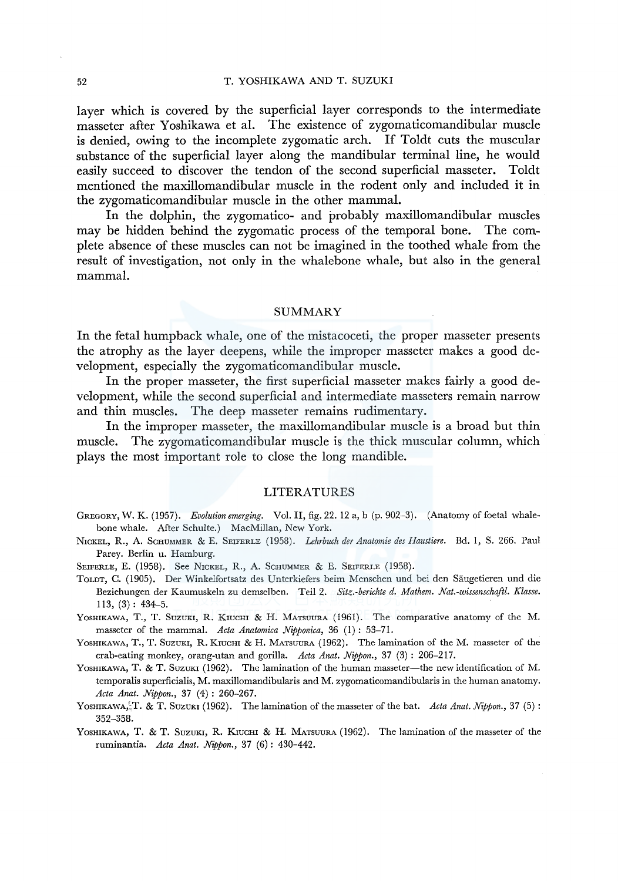layer which is covered by the superficial layer corresponds to the intermediate masseter after Yoshikawa et al. The existence of zygomaticomandibular muscle is denied, owing to the incomplete zygomatic arch. If Toldt cuts the muscular substance of the superficial layer along the mandibular terminal line, he would easily succeed to discover the tendon of the second superficial masseter. Toldt mentioned the maxillomandibular muscle in the rodent only and included it in the zygomaticomandibular muscle in the other mammal.

In the dolphin, the zygomatico- and probably maxillomandibular muscles may be hidden behind the zygomatic process of the temporal bone. The complete absence of these muscles can not be imagined in the toothed whale from the result of investigation, not only in the whalebone whale, but also in the general mammal.

## SUMMARY

In the fetal humpback whale, one of the mistacoceti, the proper masseter presents the atrophy as the layer deepens, while the improper masseter makes a good development, especially the zygomaticomandibular muscle.

In the proper masseter, the first superficial masseter makes fairly a good development, while the second superficial and intermediate masseters remain narrow and thin muscles. The deep masseter remains rudimentary.

In the improper masseter, the maxillomandibular muscle is a broad but thin muscle. The zygomaticomandibular muscle is the thick muscular column, which plays the most important role to close the long mandible.

## LITERATURES

Gregory, W. K. (1957). *Evolution emerging*. Vol. II, fig. 22. 12 a, b (p. 902–3). (Anatomy of foetal whalebone whale. After Schulte.) MacMillan, New York.

Nickel, R., A. Schummer & E. Seiferle (1958). *Lehrbuch der Anatomie des Haustiere*. Bd. 1, S. 266. Paul Parey. Berlin u. Hamburg.

Seiferle, E. (1958). See Nickel, R., A. Schummer & E. Seiferle (1958).

Toldt, C. (1905). Der Winkelfortsatz des Unterkiefers beim Menschen und bei den Säugetieren und die Beziehungen der Kaumuskeln zu demselben. Teil 2. *Sitz.-berichte d. Mathem. Nat.-wissenschaftl. Klasse.* 113, (3) : 434–5.

Yoshikawa, T., T. Suzuki, R. Kiuchi & H. Matsuura (1961). The comparative anatomy of the M. masseter of the mammal. *Acta Anatomica Nipponica*, 36 (1) : 53–71.

Yoshikawa, T., T. Suzuki, R. Kiuchi & H. Matsuura (1962). The lamination of the M. masseter of the crab-eating monkey, orang-utan and gorilla. *Acta Anat. Nippon.*, 37 (3) : 206–217.

Yoshikawa, T. & T. Suzuki (1962). The lamination of the human masseter—the new identification of M. temporalis superficialis, M. maxillomandibularis and M. zygomaticomandibularis in the human anatomy. *Acta Anat. Nippon.*, 37 (4) : 260–267.

Yoshikawa, T. & T. Suzuki (1962). The lamination of the masseter of the bat. *Acta Anat. Nippon.*, 37 (5) : 352–358.

Yoshikawa, T. & T. Suzuki, R. Kiuchi & H. Matsuura (1962). The lamination of the masseter of the ruminantia. *Acta Anat. Nippon.*, 37 (6) : 430–442.